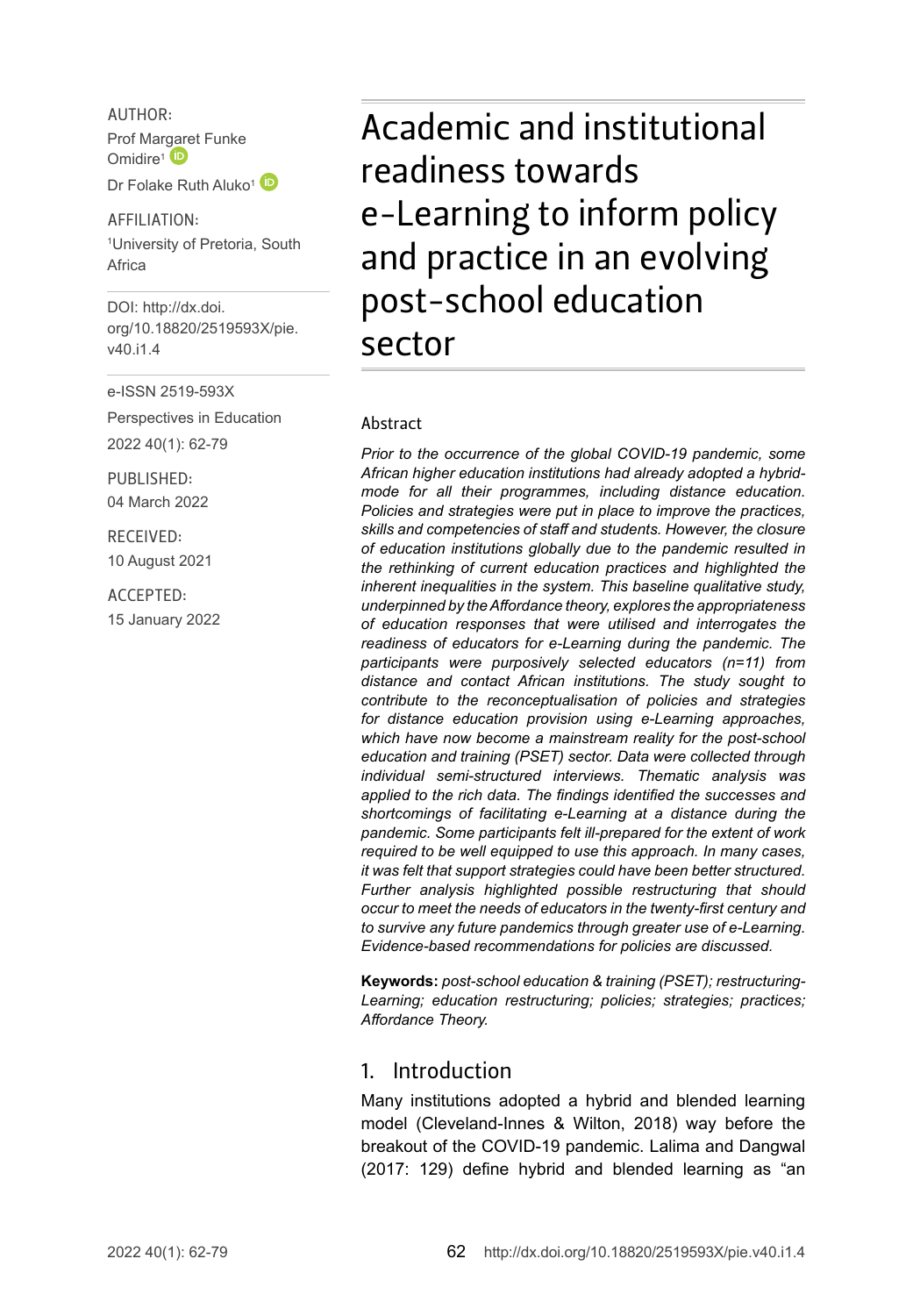AUTHOR:

Prof Margaret Funke Omidire[1]

Dr Folake Ruth Aluko[1]

AFFILIATION:

[1]University of Pretoria, South Africa

DOI: http://dx.doi.org/10.18820/2519593X/pie.v40.i1.4

e-ISSN 2519-593X

Perspectives in Education

2022 40(1): 62-79

PUBLISHED:

04 March 2022

RECEIVED:

10 August 2021

ACCEPTED:

15 January 2022

# Academic and institutional readiness towards e-Learning to inform policy and practice in an evolving post-school education sector

## Abstract

*Prior to the occurrence of the global COVID-19 pandemic, some African higher education institutions had already adopted a hybrid-mode for all their programmes, including distance education. Policies and strategies were put in place to improve the practices, skills and competencies of staff and students. However, the closure of education institutions globally due to the pandemic resulted in the rethinking of current education practices and highlighted the inherent inequalities in the system. This baseline qualitative study, underpinned by the Affordance theory, explores the appropriateness of education responses that were utilised and interrogates the readiness of educators for e-Learning during the pandemic. The participants were purposively selected educators (n=11) from distance and contact African institutions. The study sought to contribute to the reconceptualisation of policies and strategies for distance education provision using e-Learning approaches, which have now become a mainstream reality for the post-school education and training (PSET) sector. Data were collected through individual semi-structured interviews. Thematic analysis was applied to the rich data. The findings identified the successes and shortcomings of facilitating e-Learning at a distance during the pandemic. Some participants felt ill-prepared for the extent of work required to be well equipped to use this approach. In many cases, it was felt that support strategies could have been better structured. Further analysis highlighted possible restructuring that should occur to meet the needs of educators in the twenty-first century and to survive any future pandemics through greater use of e-Learning. Evidence-based recommendations for policies are discussed.*

**Keywords:** *post-school education & training (PSET); restructuring-Learning; education restructuring; policies; strategies; practices; Affordance Theory.*

## 1. Introduction

Many institutions adopted a hybrid and blended learning model (Cleveland-Innes & Wilton, 2018) way before the breakout of the COVID-19 pandemic. Lalima and Dangwal (2017: 129) define hybrid and blended learning as "an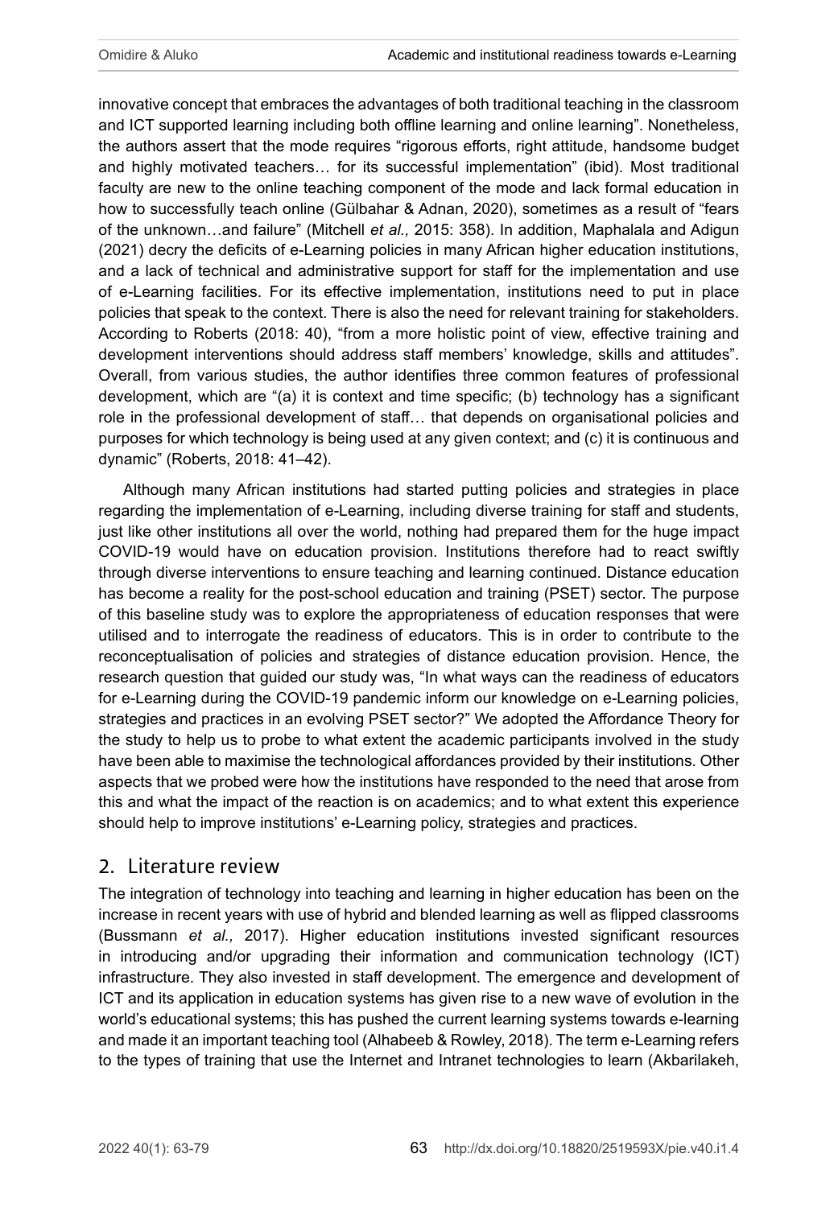innovative concept that embraces the advantages of both traditional teaching in the classroom and ICT supported learning including both offline learning and online learning". Nonetheless, the authors assert that the mode requires "rigorous efforts, right attitude, handsome budget and highly motivated teachers… for its successful implementation" (ibid). Most traditional faculty are new to the online teaching component of the mode and lack formal education in how to successfully teach online (Gülbahar & Adnan, 2020), sometimes as a result of "fears of the unknown…and failure" (Mitchell *et al.,* 2015: 358). In addition, Maphalala and Adigun (2021) decry the deficits of e-Learning policies in many African higher education institutions, and a lack of technical and administrative support for staff for the implementation and use of e-Learning facilities. For its effective implementation, institutions need to put in place policies that speak to the context. There is also the need for relevant training for stakeholders. According to Roberts (2018: 40), "from a more holistic point of view, effective training and development interventions should address staff members' knowledge, skills and attitudes". Overall, from various studies, the author identifies three common features of professional development, which are "(a) it is context and time specific; (b) technology has a significant role in the professional development of staff… that depends on organisational policies and purposes for which technology is being used at any given context; and (c) it is continuous and dynamic" (Roberts, 2018: 41–42).

Although many African institutions had started putting policies and strategies in place regarding the implementation of e-Learning, including diverse training for staff and students, just like other institutions all over the world, nothing had prepared them for the huge impact COVID-19 would have on education provision. Institutions therefore had to react swiftly through diverse interventions to ensure teaching and learning continued. Distance education has become a reality for the post-school education and training (PSET) sector. The purpose of this baseline study was to explore the appropriateness of education responses that were utilised and to interrogate the readiness of educators. This is in order to contribute to the reconceptualisation of policies and strategies of distance education provision. Hence, the research question that guided our study was, "In what ways can the readiness of educators for e-Learning during the COVID-19 pandemic inform our knowledge on e-Learning policies, strategies and practices in an evolving PSET sector?" We adopted the Affordance Theory for the study to help us to probe to what extent the academic participants involved in the study have been able to maximise the technological affordances provided by their institutions. Other aspects that we probed were how the institutions have responded to the need that arose from this and what the impact of the reaction is on academics; and to what extent this experience should help to improve institutions' e-Learning policy, strategies and practices.

## 2. Literature review

The integration of technology into teaching and learning in higher education has been on the increase in recent years with use of hybrid and blended learning as well as flipped classrooms (Bussmann *et al.,* 2017). Higher education institutions invested significant resources in introducing and/or upgrading their information and communication technology (ICT) infrastructure. They also invested in staff development. The emergence and development of ICT and its application in education systems has given rise to a new wave of evolution in the world's educational systems; this has pushed the current learning systems towards e-learning and made it an important teaching tool (Alhabeeb & Rowley, 2018). The term e-Learning refers to the types of training that use the Internet and Intranet technologies to learn (Akbarilakeh,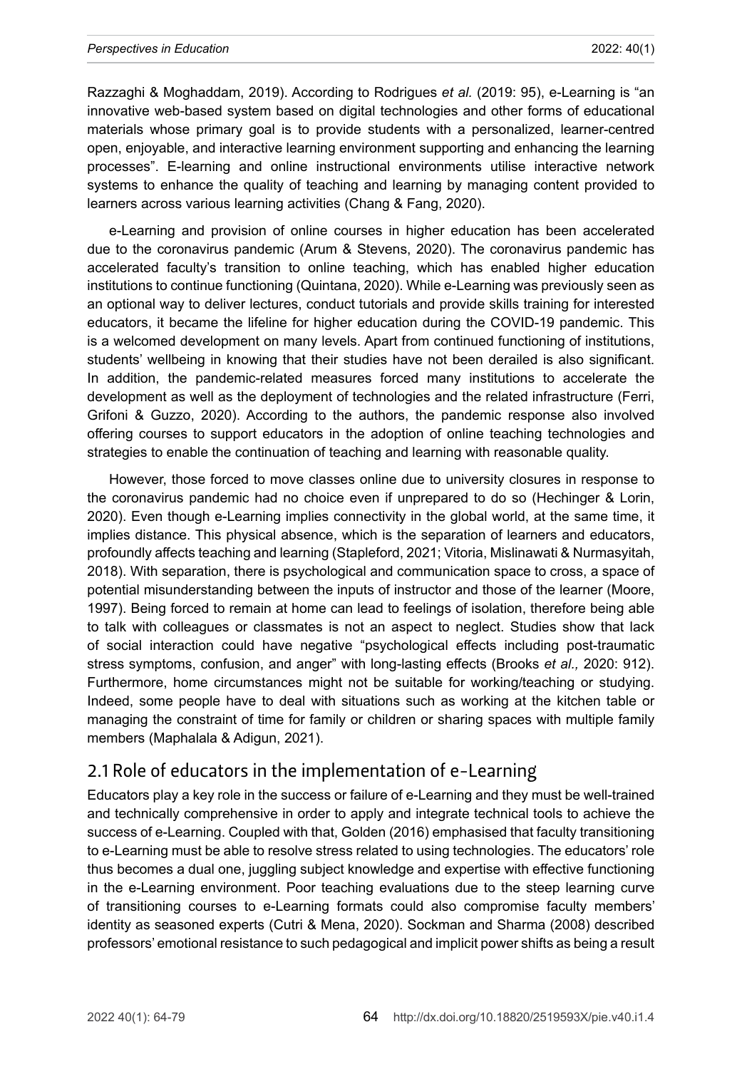Razzaghi & Moghaddam, 2019). According to Rodrigues *et al.* (2019: 95), e-Learning is "an innovative web-based system based on digital technologies and other forms of educational materials whose primary goal is to provide students with a personalized, learner-centred open, enjoyable, and interactive learning environment supporting and enhancing the learning processes". E-learning and online instructional environments utilise interactive network systems to enhance the quality of teaching and learning by managing content provided to learners across various learning activities (Chang & Fang, 2020).

e-Learning and provision of online courses in higher education has been accelerated due to the coronavirus pandemic (Arum & Stevens, 2020). The coronavirus pandemic has accelerated faculty's transition to online teaching, which has enabled higher education institutions to continue functioning (Quintana, 2020). While e-Learning was previously seen as an optional way to deliver lectures, conduct tutorials and provide skills training for interested educators, it became the lifeline for higher education during the COVID-19 pandemic. This is a welcomed development on many levels. Apart from continued functioning of institutions, students' wellbeing in knowing that their studies have not been derailed is also significant. In addition, the pandemic-related measures forced many institutions to accelerate the development as well as the deployment of technologies and the related infrastructure (Ferri, Grifoni & Guzzo, 2020). According to the authors, the pandemic response also involved offering courses to support educators in the adoption of online teaching technologies and strategies to enable the continuation of teaching and learning with reasonable quality.

However, those forced to move classes online due to university closures in response to the coronavirus pandemic had no choice even if unprepared to do so (Hechinger & Lorin, 2020). Even though e-Learning implies connectivity in the global world, at the same time, it implies distance. This physical absence, which is the separation of learners and educators, profoundly affects teaching and learning (Stapleford, 2021; Vitoria, Mislinawati & Nurmasyitah, 2018). With separation, there is psychological and communication space to cross, a space of potential misunderstanding between the inputs of instructor and those of the learner (Moore, 1997). Being forced to remain at home can lead to feelings of isolation, therefore being able to talk with colleagues or classmates is not an aspect to neglect. Studies show that lack of social interaction could have negative "psychological effects including post-traumatic stress symptoms, confusion, and anger" with long-lasting effects (Brooks *et al.,* 2020: 912). Furthermore, home circumstances might not be suitable for working/teaching or studying. Indeed, some people have to deal with situations such as working at the kitchen table or managing the constraint of time for family or children or sharing spaces with multiple family members (Maphalala & Adigun, 2021).

## 2.1 Role of educators in the implementation of e-Learning

Educators play a key role in the success or failure of e-Learning and they must be well-trained and technically comprehensive in order to apply and integrate technical tools to achieve the success of e-Learning. Coupled with that, Golden (2016) emphasised that faculty transitioning to e-Learning must be able to resolve stress related to using technologies. The educators' role thus becomes a dual one, juggling subject knowledge and expertise with effective functioning in the e-Learning environment. Poor teaching evaluations due to the steep learning curve of transitioning courses to e-Learning formats could also compromise faculty members' identity as seasoned experts (Cutri & Mena, 2020). Sockman and Sharma (2008) described professors' emotional resistance to such pedagogical and implicit power shifts as being a result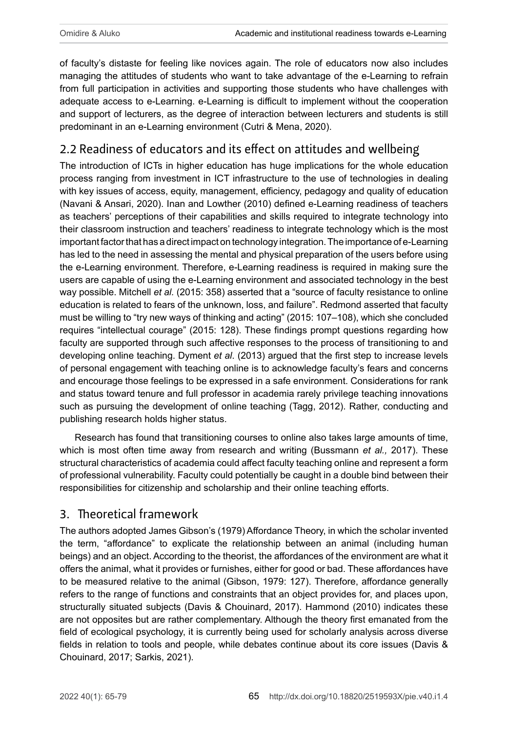of faculty's distaste for feeling like novices again. The role of educators now also includes managing the attitudes of students who want to take advantage of the e-Learning to refrain from full participation in activities and supporting those students who have challenges with adequate access to e-Learning. e-Learning is difficult to implement without the cooperation and support of lecturers, as the degree of interaction between lecturers and students is still predominant in an e-Learning environment (Cutri & Mena, 2020).

## 2.2 Readiness of educators and its effect on attitudes and wellbeing

The introduction of ICTs in higher education has huge implications for the whole education process ranging from investment in ICT infrastructure to the use of technologies in dealing with key issues of access, equity, management, efficiency, pedagogy and quality of education (Navani & Ansari, 2020). Inan and Lowther (2010) defined e-Learning readiness of teachers as teachers' perceptions of their capabilities and skills required to integrate technology into their classroom instruction and teachers' readiness to integrate technology which is the most important factor that has a direct impact on technology integration. The importance of e-Learning has led to the need in assessing the mental and physical preparation of the users before using the e-Learning environment. Therefore, e-Learning readiness is required in making sure the users are capable of using the e-Learning environment and associated technology in the best way possible. Mitchell *et al.* (2015: 358) asserted that a "source of faculty resistance to online education is related to fears of the unknown, loss, and failure". Redmond asserted that faculty must be willing to "try new ways of thinking and acting" (2015: 107–108), which she concluded requires "intellectual courage" (2015: 128). These findings prompt questions regarding how faculty are supported through such affective responses to the process of transitioning to and developing online teaching. Dyment *et al*. (2013) argued that the first step to increase levels of personal engagement with teaching online is to acknowledge faculty's fears and concerns and encourage those feelings to be expressed in a safe environment. Considerations for rank and status toward tenure and full professor in academia rarely privilege teaching innovations such as pursuing the development of online teaching (Tagg, 2012). Rather, conducting and publishing research holds higher status.

Research has found that transitioning courses to online also takes large amounts of time, which is most often time away from research and writing (Bussmann *et al.,* 2017). These structural characteristics of academia could affect faculty teaching online and represent a form of professional vulnerability. Faculty could potentially be caught in a double bind between their responsibilities for citizenship and scholarship and their online teaching efforts.

# 3. Theoretical framework

The authors adopted James Gibson's (1979) Affordance Theory, in which the scholar invented the term, "affordance" to explicate the relationship between an animal (including human beings) and an object. According to the theorist, the affordances of the environment are what it offers the animal, what it provides or furnishes, either for good or bad. These affordances have to be measured relative to the animal (Gibson, 1979: 127). Therefore, affordance generally refers to the range of functions and constraints that an object provides for, and places upon, structurally situated subjects (Davis & Chouinard, 2017). Hammond (2010) indicates these are not opposites but are rather complementary. Although the theory first emanated from the field of ecological psychology, it is currently being used for scholarly analysis across diverse fields in relation to tools and people, while debates continue about its core issues (Davis & Chouinard, 2017; Sarkis, 2021).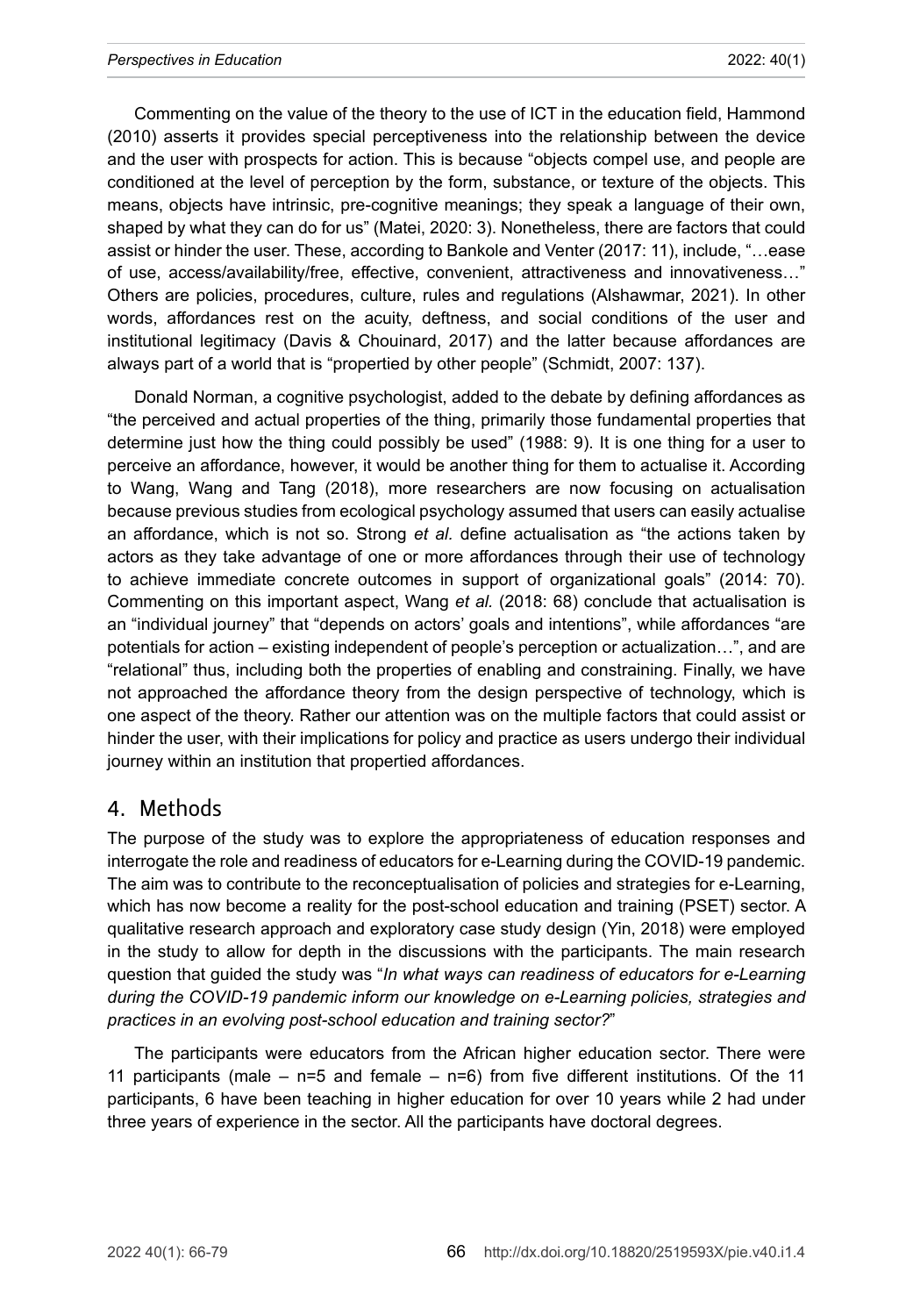Commenting on the value of the theory to the use of ICT in the education field, Hammond (2010) asserts it provides special perceptiveness into the relationship between the device and the user with prospects for action. This is because "objects compel use, and people are conditioned at the level of perception by the form, substance, or texture of the objects. This means, objects have intrinsic, pre-cognitive meanings; they speak a language of their own, shaped by what they can do for us" (Matei, 2020: 3). Nonetheless, there are factors that could assist or hinder the user. These, according to Bankole and Venter (2017: 11), include, "…ease of use, access/availability/free, effective, convenient, attractiveness and innovativeness…" Others are policies, procedures, culture, rules and regulations (Alshawmar, 2021). In other words, affordances rest on the acuity, deftness, and social conditions of the user and institutional legitimacy (Davis & Chouinard, 2017) and the latter because affordances are always part of a world that is "propertied by other people" (Schmidt, 2007: 137).

Donald Norman, a cognitive psychologist, added to the debate by defining affordances as "the perceived and actual properties of the thing, primarily those fundamental properties that determine just how the thing could possibly be used" (1988: 9). It is one thing for a user to perceive an affordance, however, it would be another thing for them to actualise it. According to Wang, Wang and Tang (2018), more researchers are now focusing on actualisation because previous studies from ecological psychology assumed that users can easily actualise an affordance, which is not so. Strong *et al.* define actualisation as "the actions taken by actors as they take advantage of one or more affordances through their use of technology to achieve immediate concrete outcomes in support of organizational goals" (2014: 70). Commenting on this important aspect, Wang *et al.* (2018: 68) conclude that actualisation is an "individual journey" that "depends on actors' goals and intentions", while affordances "are potentials for action – existing independent of people's perception or actualization…", and are "relational" thus, including both the properties of enabling and constraining. Finally, we have not approached the affordance theory from the design perspective of technology, which is one aspect of the theory. Rather our attention was on the multiple factors that could assist or hinder the user, with their implications for policy and practice as users undergo their individual journey within an institution that propertied affordances.

## 4. Methods

The purpose of the study was to explore the appropriateness of education responses and interrogate the role and readiness of educators for e-Learning during the COVID-19 pandemic. The aim was to contribute to the reconceptualisation of policies and strategies for e-Learning, which has now become a reality for the post-school education and training (PSET) sector. A qualitative research approach and exploratory case study design (Yin, 2018) were employed in the study to allow for depth in the discussions with the participants. The main research question that guided the study was "*In what ways can readiness of educators for e-Learning during the COVID-19 pandemic inform our knowledge on e-Learning policies, strategies and practices in an evolving post-school education and training sector?*"

The participants were educators from the African higher education sector. There were 11 participants (male – n=5 and female – n=6) from five different institutions. Of the 11 participants, 6 have been teaching in higher education for over 10 years while 2 had under three years of experience in the sector. All the participants have doctoral degrees.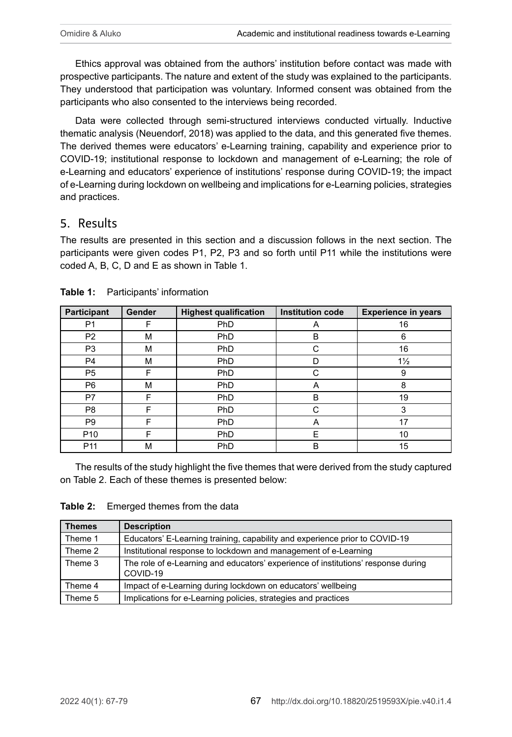Ethics approval was obtained from the authors' institution before contact was made with prospective participants. The nature and extent of the study was explained to the participants. They understood that participation was voluntary. Informed consent was obtained from the participants who also consented to the interviews being recorded.

Data were collected through semi-structured interviews conducted virtually. Inductive thematic analysis (Neuendorf, 2018) was applied to the data, and this generated five themes. The derived themes were educators' e-Learning training, capability and experience prior to COVID-19; institutional response to lockdown and management of e-Learning; the role of e-Learning and educators' experience of institutions' response during COVID-19; the impact of e-Learning during lockdown on wellbeing and implications for e-Learning policies, strategies and practices.

## 5. Results

The results are presented in this section and a discussion follows in the next section. The participants were given codes P1, P2, P3 and so forth until P11 while the institutions were coded A, B, C, D and E as shown in Table 1.

**Table 1:** Participants' information

| Participant | Gender | Highest qualification | Institution code | Experience in years |
|---|---|---|---|---|
| P1 | F | PhD | A | 16 |
| P2 | M | PhD | B | 6 |
| P3 | M | PhD | C | 16 |
| P4 | M | PhD | D | 1½ |
| P5 | F | PhD | C | 9 |
| P6 | M | PhD | A | 8 |
| P7 | F | PhD | B | 19 |
| P8 | F | PhD | C | 3 |
| P9 | F | PhD | A | 17 |
| P10 | F | PhD | E | 10 |
| P11 | M | PhD | B | 15 |

The results of the study highlight the five themes that were derived from the study captured on Table 2. Each of these themes is presented below:

**Table 2:** Emerged themes from the data

| Themes | Description |
|---|---|
| Theme 1 | Educators' E-Learning training, capability and experience prior to COVID-19 |
| Theme 2 | Institutional response to lockdown and management of e-Learning |
| Theme 3 | The role of e-Learning and educators' experience of institutions' response during COVID-19 |
| Theme 4 | Impact of e-Learning during lockdown on educators' wellbeing |
| Theme 5 | Implications for e-Learning policies, strategies and practices |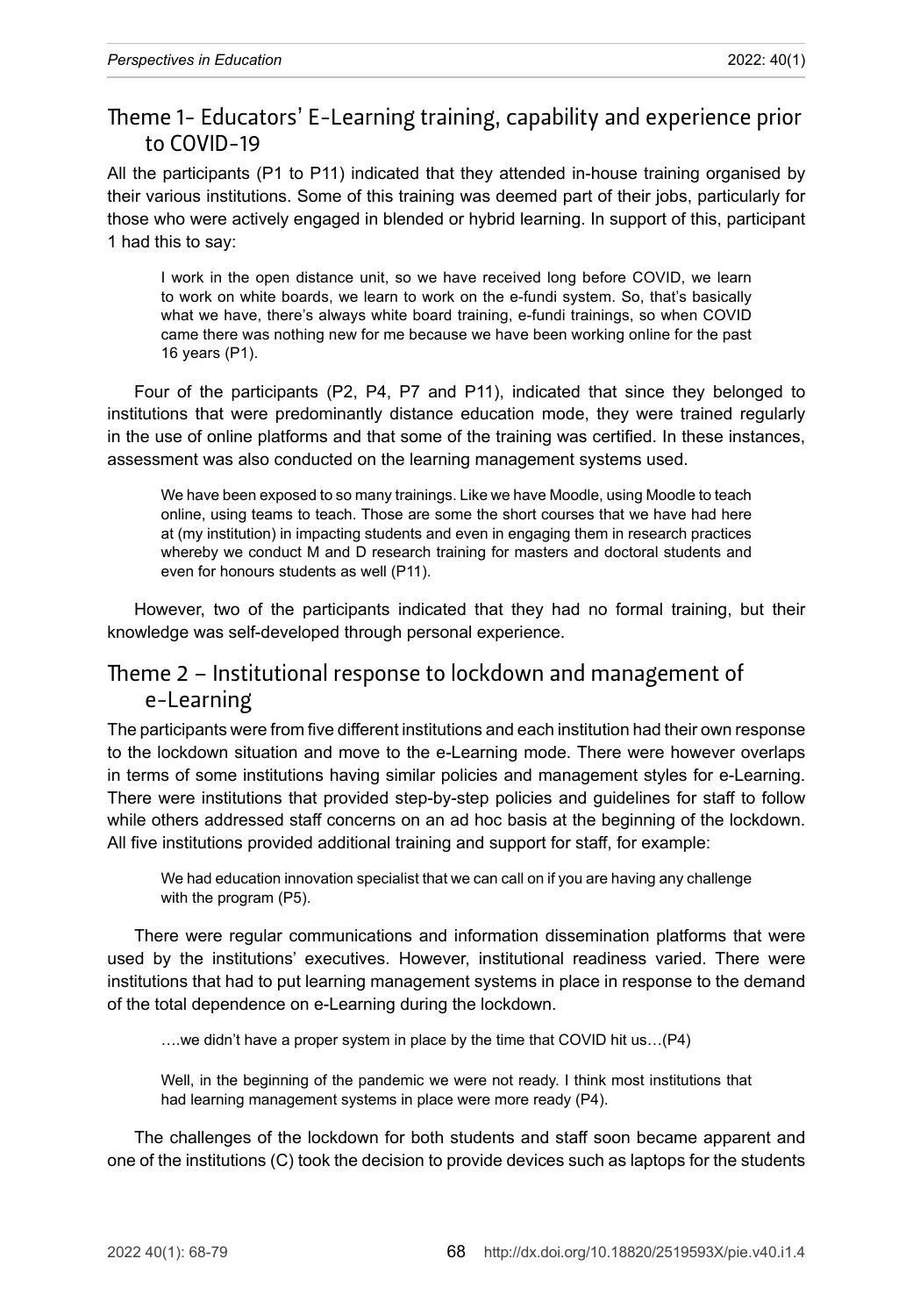## Theme 1- Educators' E-Learning training, capability and experience prior to COVID-19

All the participants (P1 to P11) indicated that they attended in-house training organised by their various institutions. Some of this training was deemed part of their jobs, particularly for those who were actively engaged in blended or hybrid learning. In support of this, participant 1 had this to say:

> I work in the open distance unit, so we have received long before COVID, we learn to work on white boards, we learn to work on the e-fundi system. So, that's basically what we have, there's always white board training, e-fundi trainings, so when COVID came there was nothing new for me because we have been working online for the past 16 years (P1).

Four of the participants (P2, P4, P7 and P11), indicated that since they belonged to institutions that were predominantly distance education mode, they were trained regularly in the use of online platforms and that some of the training was certified. In these instances, assessment was also conducted on the learning management systems used.

> We have been exposed to so many trainings. Like we have Moodle, using Moodle to teach online, using teams to teach. Those are some the short courses that we have had here at (my institution) in impacting students and even in engaging them in research practices whereby we conduct M and D research training for masters and doctoral students and even for honours students as well (P11).

However, two of the participants indicated that they had no formal training, but their knowledge was self-developed through personal experience.

## Theme 2 – Institutional response to lockdown and management of e-Learning

The participants were from five different institutions and each institution had their own response to the lockdown situation and move to the e-Learning mode. There were however overlaps in terms of some institutions having similar policies and management styles for e-Learning. There were institutions that provided step-by-step policies and guidelines for staff to follow while others addressed staff concerns on an ad hoc basis at the beginning of the lockdown. All five institutions provided additional training and support for staff, for example:

> We had education innovation specialist that we can call on if you are having any challenge with the program (P5).

There were regular communications and information dissemination platforms that were used by the institutions' executives. However, institutional readiness varied. There were institutions that had to put learning management systems in place in response to the demand of the total dependence on e-Learning during the lockdown.

> ….we didn't have a proper system in place by the time that COVID hit us…(P4)

> Well, in the beginning of the pandemic we were not ready. I think most institutions that had learning management systems in place were more ready (P4).

The challenges of the lockdown for both students and staff soon became apparent and one of the institutions (C) took the decision to provide devices such as laptops for the students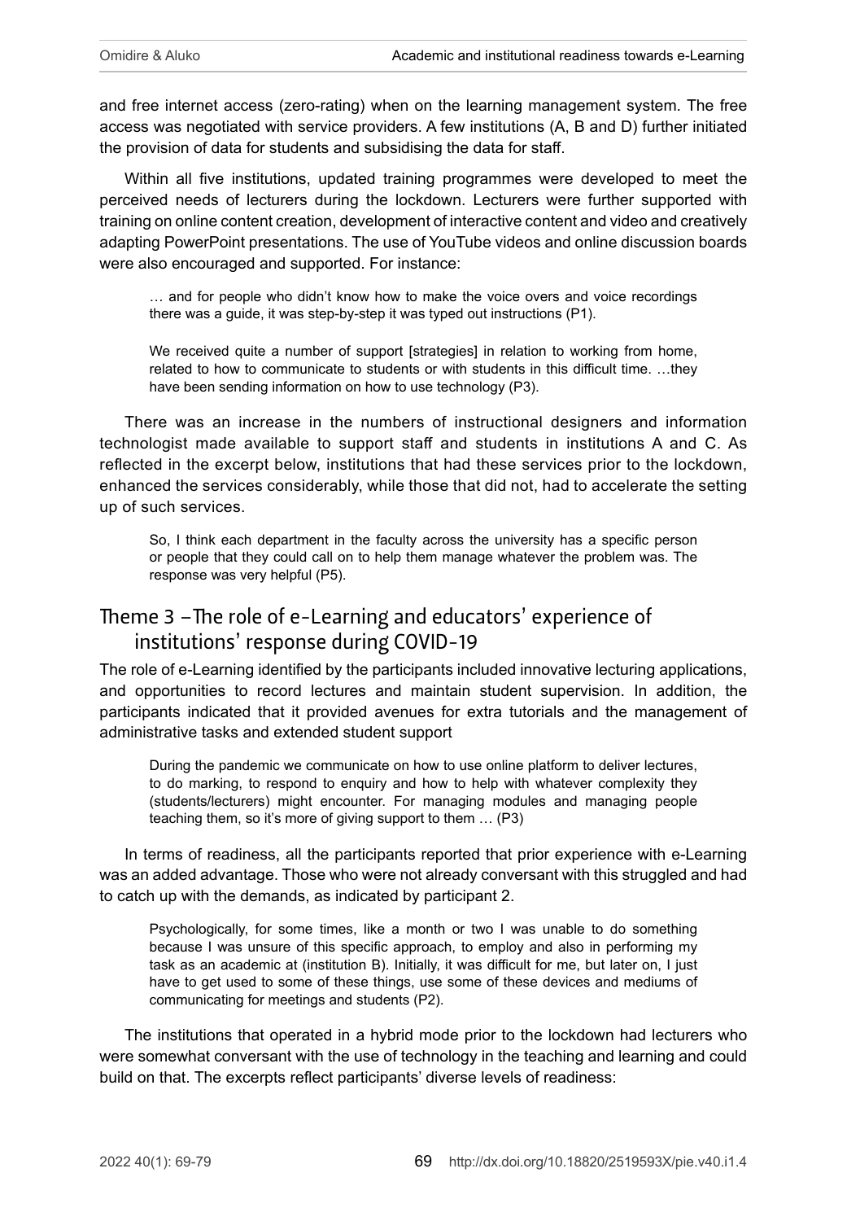and free internet access (zero-rating) when on the learning management system. The free access was negotiated with service providers. A few institutions (A, B and D) further initiated the provision of data for students and subsidising the data for staff.

Within all five institutions, updated training programmes were developed to meet the perceived needs of lecturers during the lockdown. Lecturers were further supported with training on online content creation, development of interactive content and video and creatively adapting PowerPoint presentations. The use of YouTube videos and online discussion boards were also encouraged and supported. For instance:

> … and for people who didn't know how to make the voice overs and voice recordings there was a guide, it was step-by-step it was typed out instructions (P1).

> We received quite a number of support [strategies] in relation to working from home, related to how to communicate to students or with students in this difficult time. …they have been sending information on how to use technology (P3).

There was an increase in the numbers of instructional designers and information technologist made available to support staff and students in institutions A and C. As reflected in the excerpt below, institutions that had these services prior to the lockdown, enhanced the services considerably, while those that did not, had to accelerate the setting up of such services.

> So, I think each department in the faculty across the university has a specific person or people that they could call on to help them manage whatever the problem was. The response was very helpful (P5).

## Theme 3 – The role of e-Learning and educators' experience of institutions' response during COVID-19

The role of e-Learning identified by the participants included innovative lecturing applications, and opportunities to record lectures and maintain student supervision. In addition, the participants indicated that it provided avenues for extra tutorials and the management of administrative tasks and extended student support

> During the pandemic we communicate on how to use online platform to deliver lectures, to do marking, to respond to enquiry and how to help with whatever complexity they (students/lecturers) might encounter. For managing modules and managing people teaching them, so it's more of giving support to them … (P3)

In terms of readiness, all the participants reported that prior experience with e-Learning was an added advantage. Those who were not already conversant with this struggled and had to catch up with the demands, as indicated by participant 2.

> Psychologically, for some times, like a month or two I was unable to do something because I was unsure of this specific approach, to employ and also in performing my task as an academic at (institution B). Initially, it was difficult for me, but later on, I just have to get used to some of these things, use some of these devices and mediums of communicating for meetings and students (P2).

The institutions that operated in a hybrid mode prior to the lockdown had lecturers who were somewhat conversant with the use of technology in the teaching and learning and could build on that. The excerpts reflect participants' diverse levels of readiness: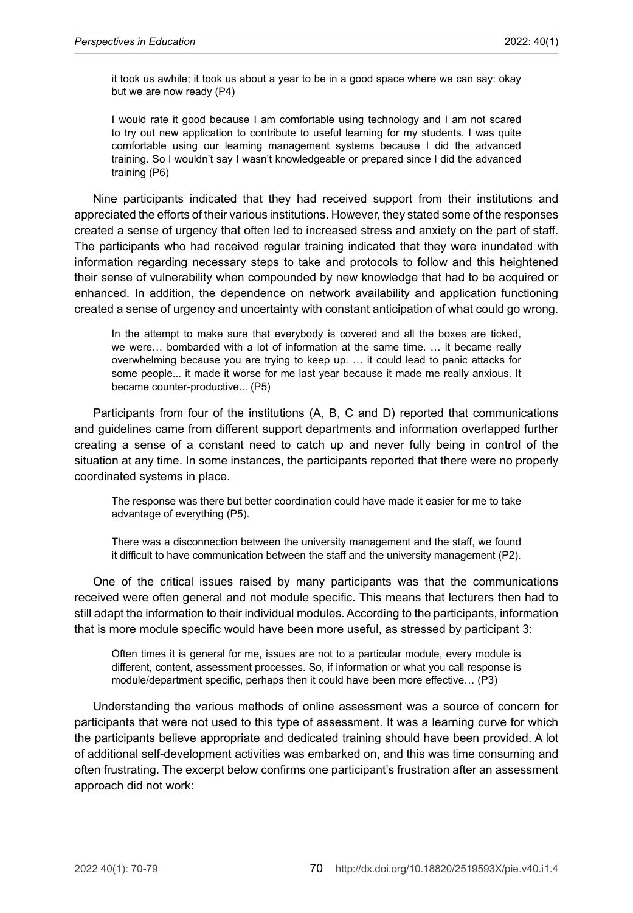> it took us awhile; it took us about a year to be in a good space where we can say: okay but we are now ready (P4)

> I would rate it good because I am comfortable using technology and I am not scared to try out new application to contribute to useful learning for my students. I was quite comfortable using our learning management systems because I did the advanced training. So I wouldn't say I wasn't knowledgeable or prepared since I did the advanced training (P6)

Nine participants indicated that they had received support from their institutions and appreciated the efforts of their various institutions. However, they stated some of the responses created a sense of urgency that often led to increased stress and anxiety on the part of staff. The participants who had received regular training indicated that they were inundated with information regarding necessary steps to take and protocols to follow and this heightened their sense of vulnerability when compounded by new knowledge that had to be acquired or enhanced. In addition, the dependence on network availability and application functioning created a sense of urgency and uncertainty with constant anticipation of what could go wrong.

> In the attempt to make sure that everybody is covered and all the boxes are ticked, we were… bombarded with a lot of information at the same time. … it became really overwhelming because you are trying to keep up. … it could lead to panic attacks for some people... it made it worse for me last year because it made me really anxious. It became counter-productive... (P5)

Participants from four of the institutions (A, B, C and D) reported that communications and guidelines came from different support departments and information overlapped further creating a sense of a constant need to catch up and never fully being in control of the situation at any time. In some instances, the participants reported that there were no properly coordinated systems in place.

> The response was there but better coordination could have made it easier for me to take advantage of everything (P5).

> There was a disconnection between the university management and the staff, we found it difficult to have communication between the staff and the university management (P2).

One of the critical issues raised by many participants was that the communications received were often general and not module specific. This means that lecturers then had to still adapt the information to their individual modules. According to the participants, information that is more module specific would have been more useful, as stressed by participant 3:

> Often times it is general for me, issues are not to a particular module, every module is different, content, assessment processes. So, if information or what you call response is module/department specific, perhaps then it could have been more effective… (P3)

Understanding the various methods of online assessment was a source of concern for participants that were not used to this type of assessment. It was a learning curve for which the participants believe appropriate and dedicated training should have been provided. A lot of additional self-development activities was embarked on, and this was time consuming and often frustrating. The excerpt below confirms one participant's frustration after an assessment approach did not work: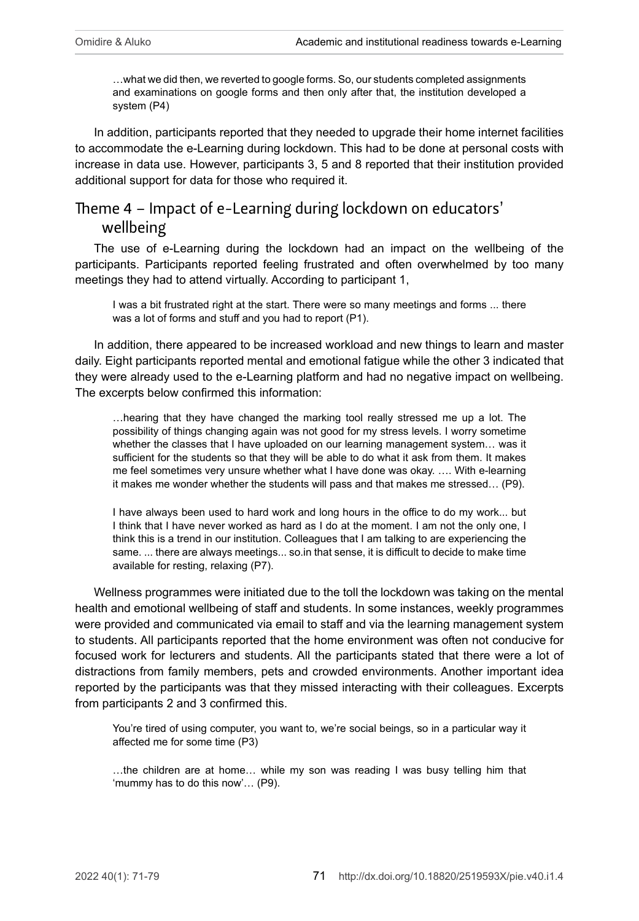> …what we did then, we reverted to google forms. So, our students completed assignments and examinations on google forms and then only after that, the institution developed a system (P4)

In addition, participants reported that they needed to upgrade their home internet facilities to accommodate the e-Learning during lockdown. This had to be done at personal costs with increase in data use. However, participants 3, 5 and 8 reported that their institution provided additional support for data for those who required it.

## Theme 4 – Impact of e-Learning during lockdown on educators' wellbeing

The use of e-Learning during the lockdown had an impact on the wellbeing of the participants. Participants reported feeling frustrated and often overwhelmed by too many meetings they had to attend virtually. According to participant 1,

> I was a bit frustrated right at the start. There were so many meetings and forms ... there was a lot of forms and stuff and you had to report (P1).

In addition, there appeared to be increased workload and new things to learn and master daily. Eight participants reported mental and emotional fatigue while the other 3 indicated that they were already used to the e-Learning platform and had no negative impact on wellbeing. The excerpts below confirmed this information:

> …hearing that they have changed the marking tool really stressed me up a lot. The possibility of things changing again was not good for my stress levels. I worry sometime whether the classes that I have uploaded on our learning management system… was it sufficient for the students so that they will be able to do what it ask from them. It makes me feel sometimes very unsure whether what I have done was okay. …. With e-learning it makes me wonder whether the students will pass and that makes me stressed… (P9).

> I have always been used to hard work and long hours in the office to do my work... but I think that I have never worked as hard as I do at the moment. I am not the only one, I think this is a trend in our institution. Colleagues that I am talking to are experiencing the same. ... there are always meetings... so.in that sense, it is difficult to decide to make time available for resting, relaxing (P7).

Wellness programmes were initiated due to the toll the lockdown was taking on the mental health and emotional wellbeing of staff and students. In some instances, weekly programmes were provided and communicated via email to staff and via the learning management system to students. All participants reported that the home environment was often not conducive for focused work for lecturers and students. All the participants stated that there were a lot of distractions from family members, pets and crowded environments. Another important idea reported by the participants was that they missed interacting with their colleagues. Excerpts from participants 2 and 3 confirmed this.

> You're tired of using computer, you want to, we're social beings, so in a particular way it affected me for some time (P3)

> …the children are at home… while my son was reading I was busy telling him that 'mummy has to do this now'… (P9).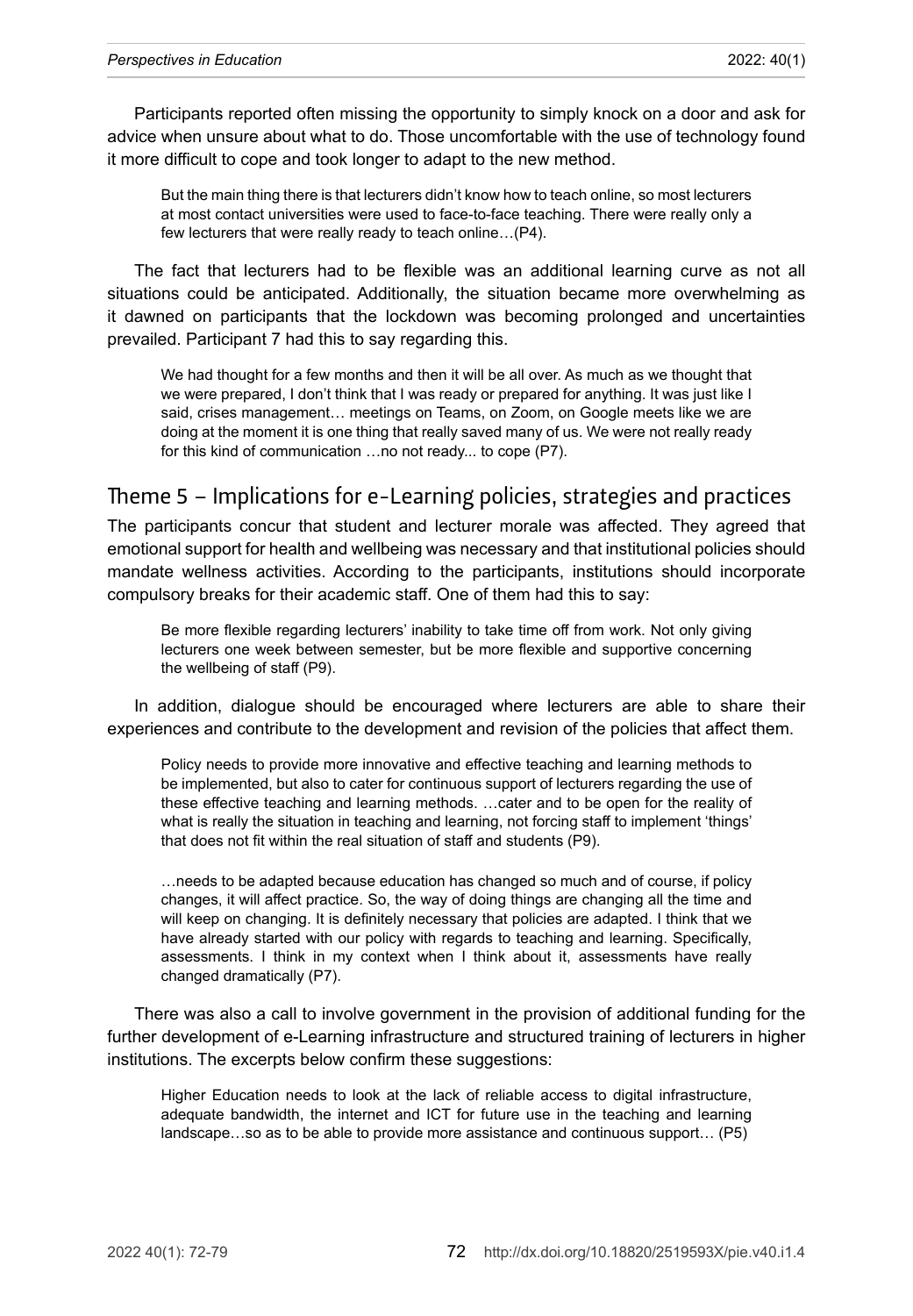Participants reported often missing the opportunity to simply knock on a door and ask for advice when unsure about what to do. Those uncomfortable with the use of technology found it more difficult to cope and took longer to adapt to the new method.

> But the main thing there is that lecturers didn't know how to teach online, so most lecturers at most contact universities were used to face-to-face teaching. There were really only a few lecturers that were really ready to teach online…(P4).

The fact that lecturers had to be flexible was an additional learning curve as not all situations could be anticipated. Additionally, the situation became more overwhelming as it dawned on participants that the lockdown was becoming prolonged and uncertainties prevailed. Participant 7 had this to say regarding this.

> We had thought for a few months and then it will be all over. As much as we thought that we were prepared, I don't think that I was ready or prepared for anything. It was just like I said, crises management… meetings on Teams, on Zoom, on Google meets like we are doing at the moment it is one thing that really saved many of us. We were not really ready for this kind of communication …no not ready... to cope (P7).

## Theme 5 – Implications for e-Learning policies, strategies and practices

The participants concur that student and lecturer morale was affected. They agreed that emotional support for health and wellbeing was necessary and that institutional policies should mandate wellness activities. According to the participants, institutions should incorporate compulsory breaks for their academic staff. One of them had this to say:

> Be more flexible regarding lecturers' inability to take time off from work. Not only giving lecturers one week between semester, but be more flexible and supportive concerning the wellbeing of staff (P9).

In addition, dialogue should be encouraged where lecturers are able to share their experiences and contribute to the development and revision of the policies that affect them.

> Policy needs to provide more innovative and effective teaching and learning methods to be implemented, but also to cater for continuous support of lecturers regarding the use of these effective teaching and learning methods. …cater and to be open for the reality of what is really the situation in teaching and learning, not forcing staff to implement 'things' that does not fit within the real situation of staff and students (P9).

> …needs to be adapted because education has changed so much and of course, if policy changes, it will affect practice. So, the way of doing things are changing all the time and will keep on changing. It is definitely necessary that policies are adapted. I think that we have already started with our policy with regards to teaching and learning. Specifically, assessments. I think in my context when I think about it, assessments have really changed dramatically (P7).

There was also a call to involve government in the provision of additional funding for the further development of e-Learning infrastructure and structured training of lecturers in higher institutions. The excerpts below confirm these suggestions:

> Higher Education needs to look at the lack of reliable access to digital infrastructure, adequate bandwidth, the internet and ICT for future use in the teaching and learning landscape…so as to be able to provide more assistance and continuous support… (P5)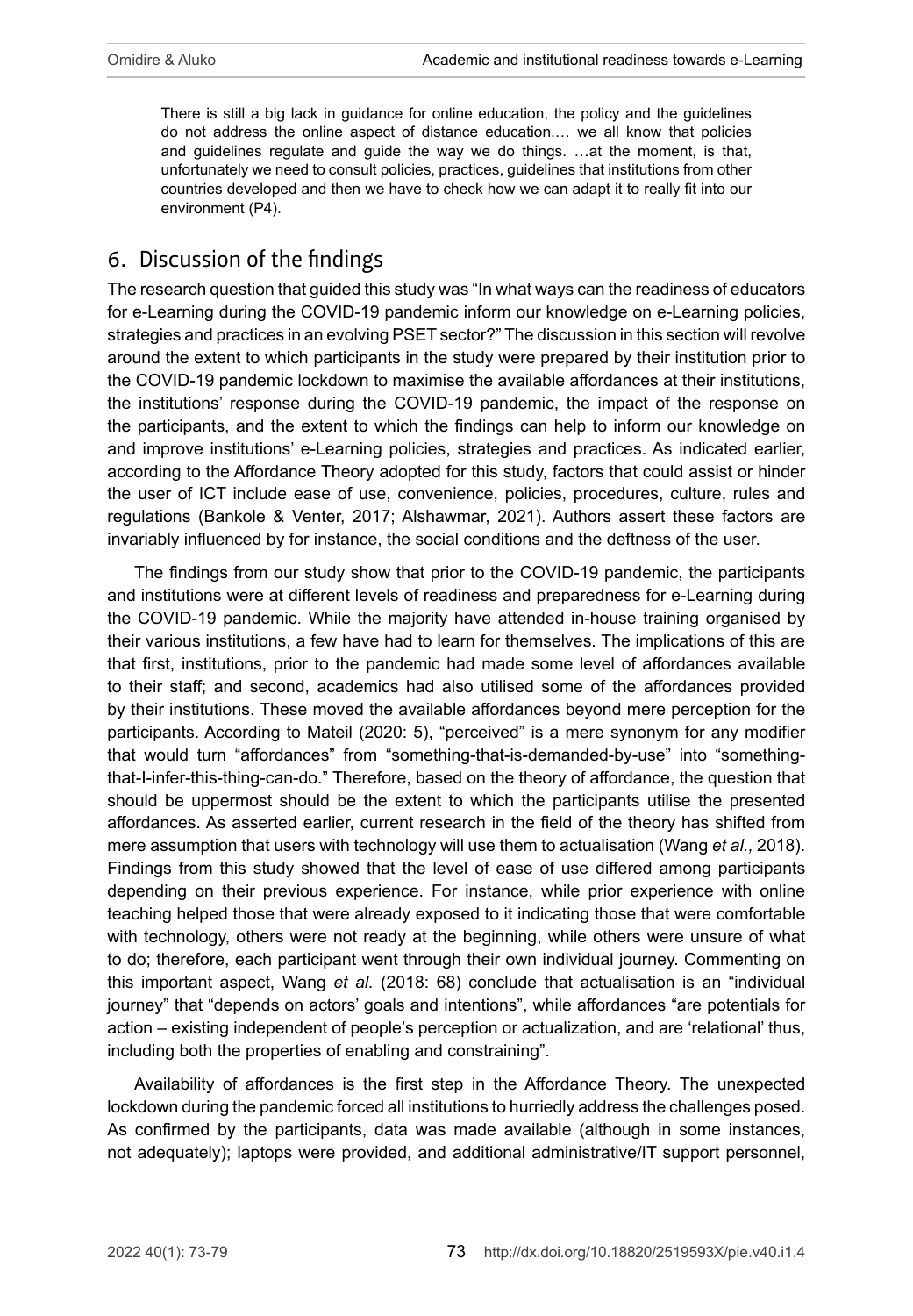> There is still a big lack in guidance for online education, the policy and the guidelines do not address the online aspect of distance education.… we all know that policies and guidelines regulate and guide the way we do things. …at the moment, is that, unfortunately we need to consult policies, practices, guidelines that institutions from other countries developed and then we have to check how we can adapt it to really fit into our environment (P4).

## 6. Discussion of the findings

The research question that guided this study was "In what ways can the readiness of educators for e-Learning during the COVID-19 pandemic inform our knowledge on e-Learning policies, strategies and practices in an evolving PSET sector?" The discussion in this section will revolve around the extent to which participants in the study were prepared by their institution prior to the COVID-19 pandemic lockdown to maximise the available affordances at their institutions, the institutions' response during the COVID-19 pandemic, the impact of the response on the participants, and the extent to which the findings can help to inform our knowledge on and improve institutions' e-Learning policies, strategies and practices. As indicated earlier, according to the Affordance Theory adopted for this study, factors that could assist or hinder the user of ICT include ease of use, convenience, policies, procedures, culture, rules and regulations (Bankole & Venter, 2017; Alshawmar, 2021). Authors assert these factors are invariably influenced by for instance, the social conditions and the deftness of the user.

The findings from our study show that prior to the COVID-19 pandemic, the participants and institutions were at different levels of readiness and preparedness for e-Learning during the COVID-19 pandemic. While the majority have attended in-house training organised by their various institutions, a few have had to learn for themselves. The implications of this are that first, institutions, prior to the pandemic had made some level of affordances available to their staff; and second, academics had also utilised some of the affordances provided by their institutions. These moved the available affordances beyond mere perception for the participants. According to Mateil (2020: 5), "perceived" is a mere synonym for any modifier that would turn "affordances" from "something-that-is-demanded-by-use" into "something-that-I-infer-this-thing-can-do." Therefore, based on the theory of affordance, the question that should be uppermost should be the extent to which the participants utilise the presented affordances. As asserted earlier, current research in the field of the theory has shifted from mere assumption that users with technology will use them to actualisation (Wang *et al.,* 2018). Findings from this study showed that the level of ease of use differed among participants depending on their previous experience. For instance, while prior experience with online teaching helped those that were already exposed to it indicating those that were comfortable with technology, others were not ready at the beginning, while others were unsure of what to do; therefore, each participant went through their own individual journey. Commenting on this important aspect, Wang *et al.* (2018: 68) conclude that actualisation is an "individual journey" that "depends on actors' goals and intentions", while affordances "are potentials for action – existing independent of people's perception or actualization, and are 'relational' thus, including both the properties of enabling and constraining".

Availability of affordances is the first step in the Affordance Theory. The unexpected lockdown during the pandemic forced all institutions to hurriedly address the challenges posed. As confirmed by the participants, data was made available (although in some instances, not adequately); laptops were provided, and additional administrative/IT support personnel,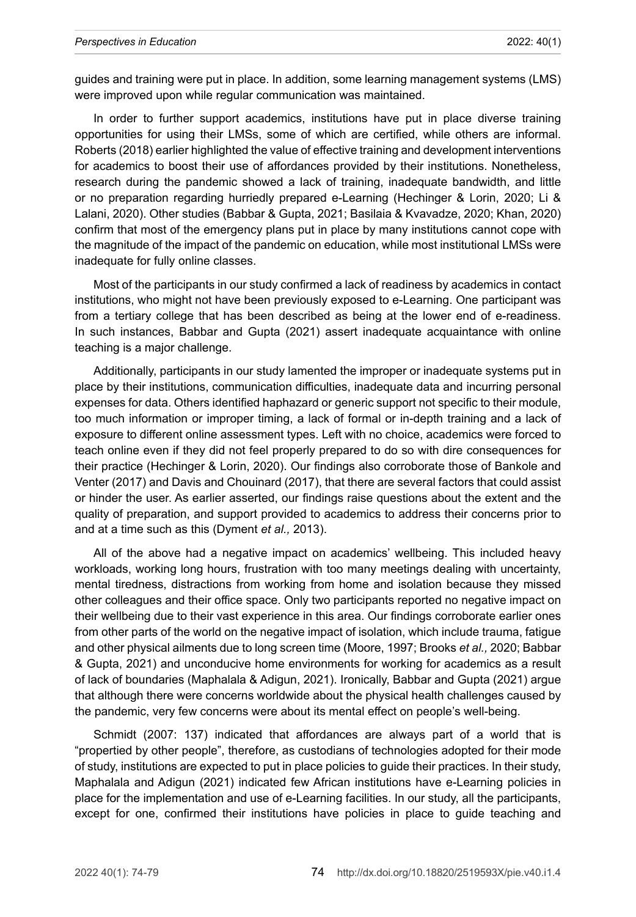guides and training were put in place. In addition, some learning management systems (LMS) were improved upon while regular communication was maintained.

In order to further support academics, institutions have put in place diverse training opportunities for using their LMSs, some of which are certified, while others are informal. Roberts (2018) earlier highlighted the value of effective training and development interventions for academics to boost their use of affordances provided by their institutions. Nonetheless, research during the pandemic showed a lack of training, inadequate bandwidth, and little or no preparation regarding hurriedly prepared e-Learning (Hechinger & Lorin, 2020; Li & Lalani, 2020). Other studies (Babbar & Gupta, 2021; Basilaia & Kvavadze, 2020; Khan, 2020) confirm that most of the emergency plans put in place by many institutions cannot cope with the magnitude of the impact of the pandemic on education, while most institutional LMSs were inadequate for fully online classes.

Most of the participants in our study confirmed a lack of readiness by academics in contact institutions, who might not have been previously exposed to e-Learning. One participant was from a tertiary college that has been described as being at the lower end of e-readiness. In such instances, Babbar and Gupta (2021) assert inadequate acquaintance with online teaching is a major challenge.

Additionally, participants in our study lamented the improper or inadequate systems put in place by their institutions, communication difficulties, inadequate data and incurring personal expenses for data. Others identified haphazard or generic support not specific to their module, too much information or improper timing, a lack of formal or in-depth training and a lack of exposure to different online assessment types. Left with no choice, academics were forced to teach online even if they did not feel properly prepared to do so with dire consequences for their practice (Hechinger & Lorin, 2020). Our findings also corroborate those of Bankole and Venter (2017) and Davis and Chouinard (2017), that there are several factors that could assist or hinder the user. As earlier asserted, our findings raise questions about the extent and the quality of preparation, and support provided to academics to address their concerns prior to and at a time such as this (Dyment *et al.,* 2013).

All of the above had a negative impact on academics' wellbeing. This included heavy workloads, working long hours, frustration with too many meetings dealing with uncertainty, mental tiredness, distractions from working from home and isolation because they missed other colleagues and their office space. Only two participants reported no negative impact on their wellbeing due to their vast experience in this area. Our findings corroborate earlier ones from other parts of the world on the negative impact of isolation, which include trauma, fatigue and other physical ailments due to long screen time (Moore, 1997; Brooks *et al.,* 2020; Babbar & Gupta, 2021) and unconducive home environments for working for academics as a result of lack of boundaries (Maphalala & Adigun, 2021). Ironically, Babbar and Gupta (2021) argue that although there were concerns worldwide about the physical health challenges caused by the pandemic, very few concerns were about its mental effect on people's well-being.

Schmidt (2007: 137) indicated that affordances are always part of a world that is "propertied by other people", therefore, as custodians of technologies adopted for their mode of study, institutions are expected to put in place policies to guide their practices. In their study, Maphalala and Adigun (2021) indicated few African institutions have e-Learning policies in place for the implementation and use of e-Learning facilities. In our study, all the participants, except for one, confirmed their institutions have policies in place to guide teaching and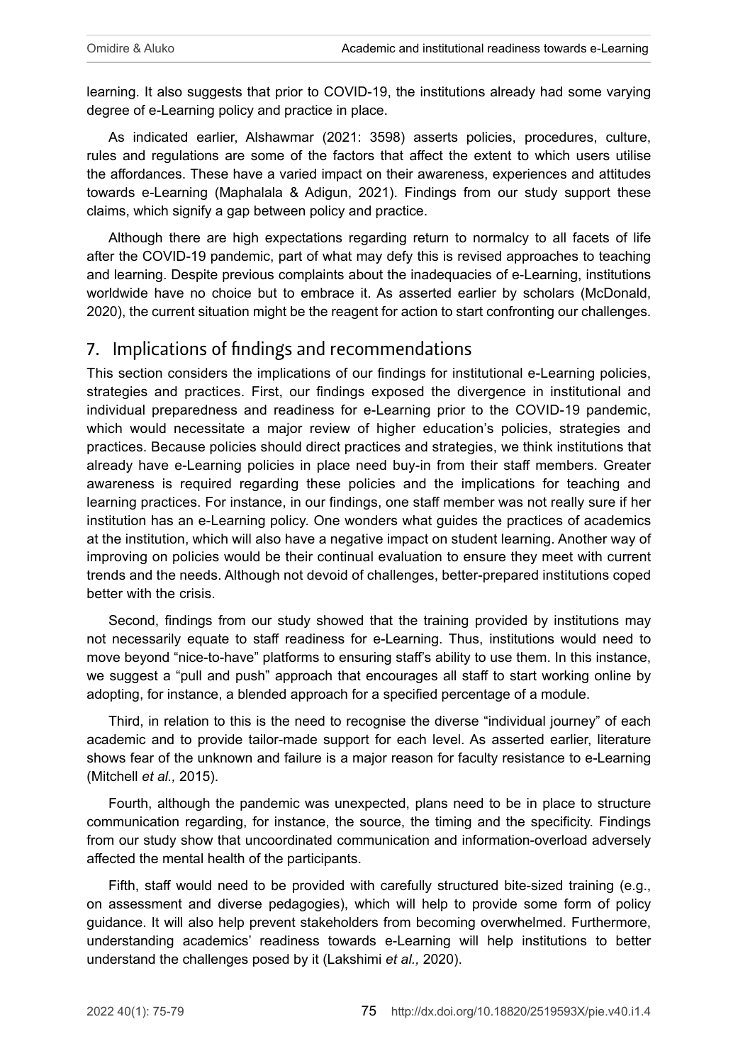learning. It also suggests that prior to COVID-19, the institutions already had some varying degree of e-Learning policy and practice in place.

As indicated earlier, Alshawmar (2021: 3598) asserts policies, procedures, culture, rules and regulations are some of the factors that affect the extent to which users utilise the affordances. These have a varied impact on their awareness, experiences and attitudes towards e-Learning (Maphalala & Adigun, 2021). Findings from our study support these claims, which signify a gap between policy and practice.

Although there are high expectations regarding return to normalcy to all facets of life after the COVID-19 pandemic, part of what may defy this is revised approaches to teaching and learning. Despite previous complaints about the inadequacies of e-Learning, institutions worldwide have no choice but to embrace it. As asserted earlier by scholars (McDonald, 2020), the current situation might be the reagent for action to start confronting our challenges.

## 7. Implications of findings and recommendations

This section considers the implications of our findings for institutional e-Learning policies, strategies and practices. First, our findings exposed the divergence in institutional and individual preparedness and readiness for e-Learning prior to the COVID-19 pandemic, which would necessitate a major review of higher education's policies, strategies and practices. Because policies should direct practices and strategies, we think institutions that already have e-Learning policies in place need buy-in from their staff members. Greater awareness is required regarding these policies and the implications for teaching and learning practices. For instance, in our findings, one staff member was not really sure if her institution has an e-Learning policy. One wonders what guides the practices of academics at the institution, which will also have a negative impact on student learning. Another way of improving on policies would be their continual evaluation to ensure they meet with current trends and the needs. Although not devoid of challenges, better-prepared institutions coped better with the crisis.

Second, findings from our study showed that the training provided by institutions may not necessarily equate to staff readiness for e-Learning. Thus, institutions would need to move beyond "nice-to-have" platforms to ensuring staff's ability to use them. In this instance, we suggest a "pull and push" approach that encourages all staff to start working online by adopting, for instance, a blended approach for a specified percentage of a module.

Third, in relation to this is the need to recognise the diverse "individual journey" of each academic and to provide tailor-made support for each level. As asserted earlier, literature shows fear of the unknown and failure is a major reason for faculty resistance to e-Learning (Mitchell *et al.,* 2015).

Fourth, although the pandemic was unexpected, plans need to be in place to structure communication regarding, for instance, the source, the timing and the specificity. Findings from our study show that uncoordinated communication and information-overload adversely affected the mental health of the participants.

Fifth, staff would need to be provided with carefully structured bite-sized training (e.g., on assessment and diverse pedagogies), which will help to provide some form of policy guidance. It will also help prevent stakeholders from becoming overwhelmed. Furthermore, understanding academics' readiness towards e-Learning will help institutions to better understand the challenges posed by it (Lakshimi *et al.,* 2020).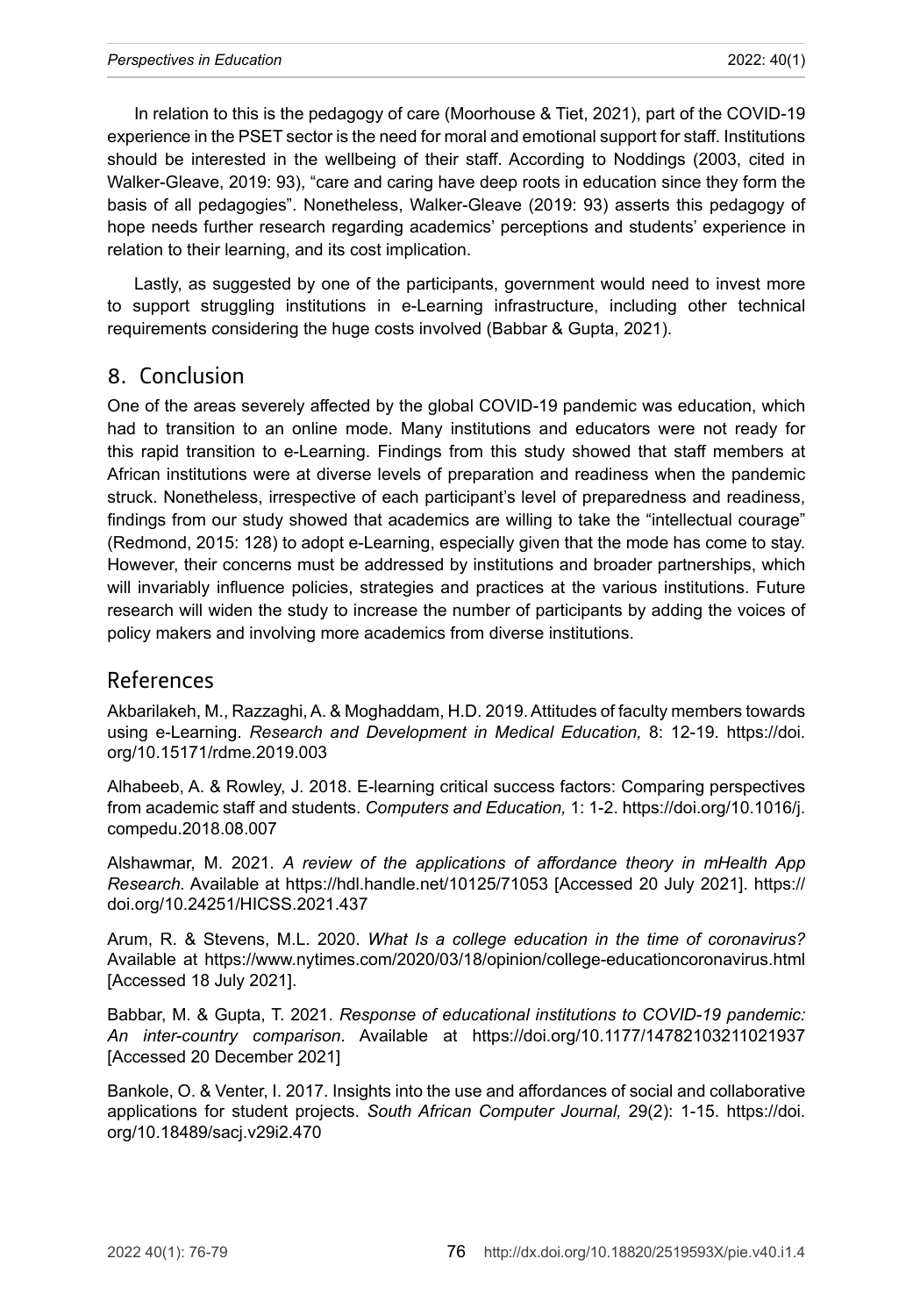In relation to this is the pedagogy of care (Moorhouse & Tiet, 2021), part of the COVID-19 experience in the PSET sector is the need for moral and emotional support for staff. Institutions should be interested in the wellbeing of their staff. According to Noddings (2003, cited in Walker-Gleave, 2019: 93), "care and caring have deep roots in education since they form the basis of all pedagogies". Nonetheless, Walker-Gleave (2019: 93) asserts this pedagogy of hope needs further research regarding academics' perceptions and students' experience in relation to their learning, and its cost implication.

Lastly, as suggested by one of the participants, government would need to invest more to support struggling institutions in e-Learning infrastructure, including other technical requirements considering the huge costs involved (Babbar & Gupta, 2021).

## 8. Conclusion

One of the areas severely affected by the global COVID-19 pandemic was education, which had to transition to an online mode. Many institutions and educators were not ready for this rapid transition to e-Learning. Findings from this study showed that staff members at African institutions were at diverse levels of preparation and readiness when the pandemic struck. Nonetheless, irrespective of each participant's level of preparedness and readiness, findings from our study showed that academics are willing to take the "intellectual courage" (Redmond, 2015: 128) to adopt e-Learning, especially given that the mode has come to stay. However, their concerns must be addressed by institutions and broader partnerships, which will invariably influence policies, strategies and practices at the various institutions. Future research will widen the study to increase the number of participants by adding the voices of policy makers and involving more academics from diverse institutions.

## References

Akbarilakeh, M., Razzaghi, A. & Moghaddam, H.D. 2019. Attitudes of faculty members towards using e-Learning. *Research and Development in Medical Education,* 8: 12-19. https://doi.org/10.15171/rdme.2019.003

Alhabeeb, A. & Rowley, J. 2018. E-learning critical success factors: Comparing perspectives from academic staff and students. *Computers and Education,* 1: 1-2. https://doi.org/10.1016/j.compedu.2018.08.007

Alshawmar, M. 2021. *A review of the applications of affordance theory in mHealth App Research.* Available at https://hdl.handle.net/10125/71053 [Accessed 20 July 2021]. https://doi.org/10.24251/HICSS.2021.437

Arum, R. & Stevens, M.L. 2020. *What Is a college education in the time of coronavirus?* Available at https://www.nytimes.com/2020/03/18/opinion/college-educationcoronavirus.html [Accessed 18 July 2021].

Babbar, M. & Gupta, T. 2021. *Response of educational institutions to COVID-19 pandemic: An inter-country comparison.* Available at https://doi.org/10.1177/14782103211021937 [Accessed 20 December 2021]

Bankole, O. & Venter, I. 2017. Insights into the use and affordances of social and collaborative applications for student projects. *South African Computer Journal,* 29(2): 1-15. https://doi.org/10.18489/sacj.v29i2.470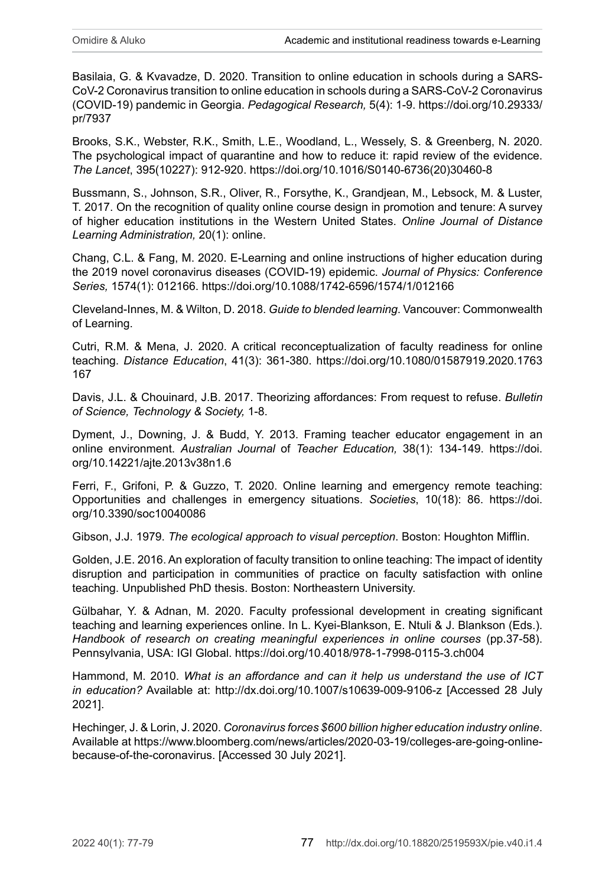Basilaia, G. & Kvavadze, D. 2020. Transition to online education in schools during a SARS-CoV-2 Coronavirus transition to online education in schools during a SARS-CoV-2 Coronavirus (COVID-19) pandemic in Georgia. *Pedagogical Research,* 5(4): 1-9. https://doi.org/10.29333/pr/7937

Brooks, S.K., Webster, R.K., Smith, L.E., Woodland, L., Wessely, S. & Greenberg, N. 2020. The psychological impact of quarantine and how to reduce it: rapid review of the evidence. *The Lancet*, 395(10227): 912-920. https://doi.org/10.1016/S0140-6736(20)30460-8

Bussmann, S., Johnson, S.R., Oliver, R., Forsythe, K., Grandjean, M., Lebsock, M. & Luster, T. 2017. On the recognition of quality online course design in promotion and tenure: A survey of higher education institutions in the Western United States. *Online Journal of Distance Learning Administration,* 20(1): online.

Chang, C.L. & Fang, M. 2020. E-Learning and online instructions of higher education during the 2019 novel coronavirus diseases (COVID-19) epidemic. *Journal of Physics: Conference Series,* 1574(1): 012166. https://doi.org/10.1088/1742-6596/1574/1/012166

Cleveland-Innes, M. & Wilton, D. 2018. *Guide to blended learning*. Vancouver: Commonwealth of Learning.

Cutri, R.M. & Mena, J. 2020. A critical reconceptualization of faculty readiness for online teaching. *Distance Education*, 41(3): 361-380. https://doi.org/10.1080/01587919.2020.1763167

Davis, J.L. & Chouinard, J.B. 2017. Theorizing affordances: From request to refuse. *Bulletin of Science, Technology & Society,* 1-8.

Dyment, J., Downing, J. & Budd, Y. 2013. Framing teacher educator engagement in an online environment. *Australian Journal* of *Teacher Education,* 38(1): 134-149. https://doi.org/10.14221/ajte.2013v38n1.6

Ferri, F., Grifoni, P. & Guzzo, T. 2020. Online learning and emergency remote teaching: Opportunities and challenges in emergency situations. *Societies*, 10(18): 86. https://doi.org/10.3390/soc10040086

Gibson, J.J. 1979. *The ecological approach to visual perception*. Boston: Houghton Mifflin.

Golden, J.E. 2016. An exploration of faculty transition to online teaching: The impact of identity disruption and participation in communities of practice on faculty satisfaction with online teaching. Unpublished PhD thesis. Boston: Northeastern University.

Gülbahar, Y. & Adnan, M. 2020. Faculty professional development in creating significant teaching and learning experiences online. In L. Kyei-Blankson, E. Ntuli & J. Blankson (Eds.). *Handbook of research on creating meaningful experiences in online courses* (pp.37-58). Pennsylvania, USA: IGI Global. https://doi.org/10.4018/978-1-7998-0115-3.ch004

Hammond, M. 2010. *What is an affordance and can it help us understand the use of ICT in education?* Available at: http://dx.doi.org/10.1007/s10639-009-9106-z [Accessed 28 July 2021].

Hechinger, J. & Lorin, J. 2020. *Coronavirus forces $600 billion higher education industry online*. Available at https://www.bloomberg.com/news/articles/2020-03-19/colleges-are-going-online-because-of-the-coronavirus. [Accessed 30 July 2021].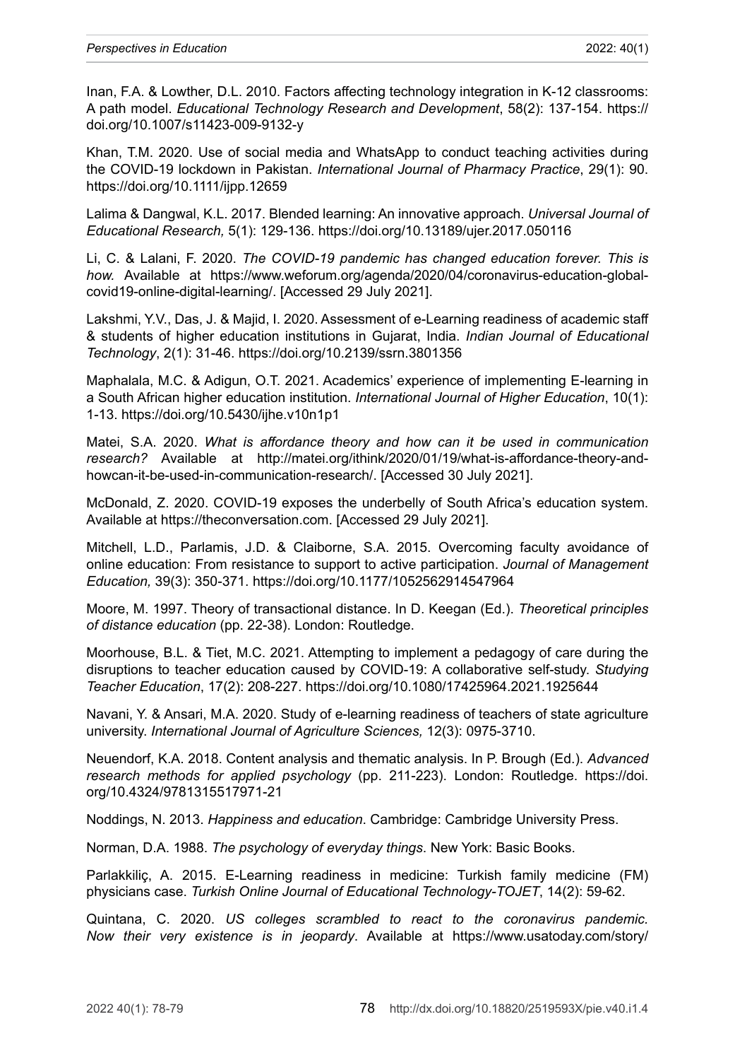Inan, F.A. & Lowther, D.L. 2010. Factors affecting technology integration in K-12 classrooms: A path model. *Educational Technology Research and Development*, 58(2): 137-154. https://doi.org/10.1007/s11423-009-9132-y

Khan, T.M. 2020. Use of social media and WhatsApp to conduct teaching activities during the COVID-19 lockdown in Pakistan. *International Journal of Pharmacy Practice*, 29(1): 90. https://doi.org/10.1111/ijpp.12659

Lalima & Dangwal, K.L. 2017. Blended learning: An innovative approach. *Universal Journal of Educational Research,* 5(1): 129-136. https://doi.org/10.13189/ujer.2017.050116

Li, C. & Lalani, F. 2020. *The COVID-19 pandemic has changed education forever. This is how.* Available at https://www.weforum.org/agenda/2020/04/coronavirus-education-global-covid19-online-digital-learning/. [Accessed 29 July 2021].

Lakshmi, Y.V., Das, J. & Majid, I. 2020. Assessment of e-Learning readiness of academic staff & students of higher education institutions in Gujarat, India. *Indian Journal of Educational Technology*, 2(1): 31-46. https://doi.org/10.2139/ssrn.3801356

Maphalala, M.C. & Adigun, O.T. 2021. Academics' experience of implementing E-learning in a South African higher education institution. *International Journal of Higher Education*, 10(1): 1-13. https://doi.org/10.5430/ijhe.v10n1p1

Matei, S.A. 2020. *What is affordance theory and how can it be used in communication research?* Available at http://matei.org/ithink/2020/01/19/what-is-affordance-theory-and-howcan-it-be-used-in-communication-research/. [Accessed 30 July 2021].

McDonald, Z. 2020. COVID-19 exposes the underbelly of South Africa's education system. Available at https://theconversation.com. [Accessed 29 July 2021].

Mitchell, L.D., Parlamis, J.D. & Claiborne, S.A. 2015. Overcoming faculty avoidance of online education: From resistance to support to active participation. *Journal of Management Education,* 39(3): 350-371. https://doi.org/10.1177/1052562914547964

Moore, M. 1997. Theory of transactional distance. In D. Keegan (Ed.). *Theoretical principles of distance education* (pp. 22-38). London: Routledge.

Moorhouse, B.L. & Tiet, M.C. 2021. Attempting to implement a pedagogy of care during the disruptions to teacher education caused by COVID-19: A collaborative self-study. *Studying Teacher Education*, 17(2): 208-227. https://doi.org/10.1080/17425964.2021.1925644

Navani, Y. & Ansari, M.A. 2020. Study of e-learning readiness of teachers of state agriculture university. *International Journal of Agriculture Sciences,* 12(3): 0975-3710.

Neuendorf, K.A. 2018. Content analysis and thematic analysis. In P. Brough (Ed.). *Advanced research methods for applied psychology* (pp. 211-223). London: Routledge. https://doi.org/10.4324/9781315517971-21

Noddings, N. 2013. *Happiness and education*. Cambridge: Cambridge University Press.

Norman, D.A. 1988. *The psychology of everyday things*. New York: Basic Books.

Parlakkiliç, A. 2015. E-Learning readiness in medicine: Turkish family medicine (FM) physicians case. *Turkish Online Journal of Educational Technology-TOJET*, 14(2): 59-62.

Quintana, C. 2020. *US colleges scrambled to react to the coronavirus pandemic. Now their very existence is in jeopardy*. Available at https://www.usatoday.com/story/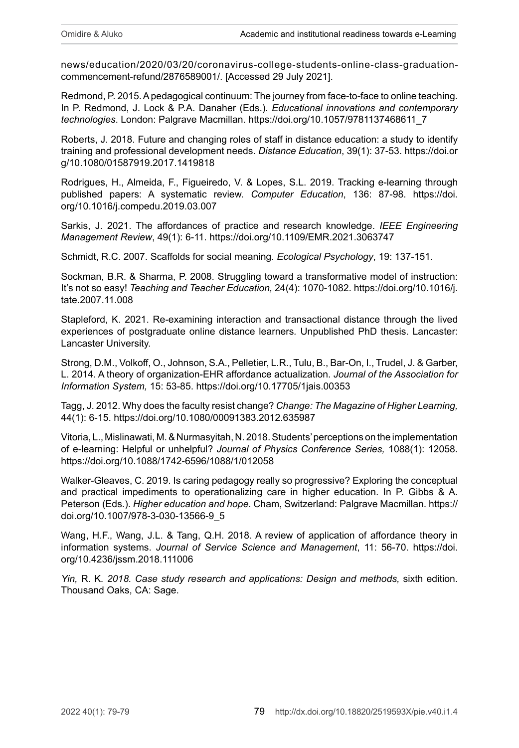news/education/2020/03/20/coronavirus-college-students-online-class-graduation-commencement-refund/2876589001/. [Accessed 29 July 2021].

Redmond, P. 2015. A pedagogical continuum: The journey from face-to-face to online teaching. In P. Redmond, J. Lock & P.A. Danaher (Eds.). *Educational innovations and contemporary technologies*. London: Palgrave Macmillan. https://doi.org/10.1057/9781137468611_7

Roberts, J. 2018. Future and changing roles of staff in distance education: a study to identify training and professional development needs. *Distance Education*, 39(1): 37-53. https://doi.org/10.1080/01587919.2017.1419818

Rodrigues, H., Almeida, F., Figueiredo, V. & Lopes, S.L. 2019. Tracking e-learning through published papers: A systematic review. *Computer Education*, 136: 87-98. https://doi.org/10.1016/j.compedu.2019.03.007

Sarkis, J. 2021. The affordances of practice and research knowledge. *IEEE Engineering Management Review*, 49(1): 6-11. https://doi.org/10.1109/EMR.2021.3063747

Schmidt, R.C. 2007. Scaffolds for social meaning. *Ecological Psychology*, 19: 137-151.

Sockman, B.R. & Sharma, P. 2008. Struggling toward a transformative model of instruction: It's not so easy! *Teaching and Teacher Education,* 24(4): 1070-1082. https://doi.org/10.1016/j.tate.2007.11.008

Stapleford, K. 2021. Re-examining interaction and transactional distance through the lived experiences of postgraduate online distance learners. Unpublished PhD thesis. Lancaster: Lancaster University.

Strong, D.M., Volkoff, O., Johnson, S.A., Pelletier, L.R., Tulu, B., Bar-On, I., Trudel, J. & Garber, L. 2014. A theory of organization-EHR affordance actualization. *Journal of the Association for Information System,* 15: 53-85. https://doi.org/10.17705/1jais.00353

Tagg, J. 2012. Why does the faculty resist change? *Change: The Magazine of Higher Learning,* 44(1): 6-15. https://doi.org/10.1080/00091383.2012.635987

Vitoria, L., Mislinawati, M. & Nurmasyitah, N. 2018. Students' perceptions on the implementation of e-learning: Helpful or unhelpful? *Journal of Physics Conference Series,* 1088(1): 12058. https://doi.org/10.1088/1742-6596/1088/1/012058

Walker-Gleaves, C. 2019. Is caring pedagogy really so progressive? Exploring the conceptual and practical impediments to operationalizing care in higher education. In P. Gibbs & A. Peterson (Eds.). *Higher education and hope*. Cham, Switzerland: Palgrave Macmillan. https://doi.org/10.1007/978-3-030-13566-9_5

Wang, H.F., Wang, J.L. & Tang, Q.H. 2018. A review of application of affordance theory in information systems. *Journal of Service Science and Management*, 11: 56-70. https://doi.org/10.4236/jssm.2018.111006

*Yin,* R. K*. 2018. Case study research and applications: Design and methods,* sixth edition. Thousand Oaks, CA: Sage.